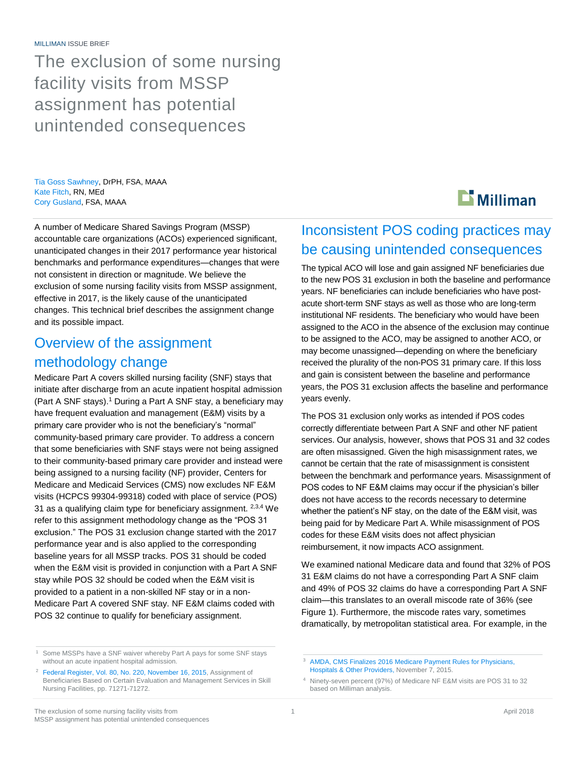MILLIMAN ISSUE BRIEF

# The exclusion of some nursing facility visits from MSSP assignment has potential unintended consequences

Tia Goss Sawhney, DrPH, FSA, MAAA
Kate Fitch, RN, MEd
Cory Gusland, FSA, MAAA

A number of Medicare Shared Savings Program (MSSP) accountable care organizations (ACOs) experienced significant, unanticipated changes in their 2017 performance year historical benchmarks and performance expenditures—changes that were not consistent in direction or magnitude. We believe the exclusion of some nursing facility visits from MSSP assignment, effective in 2017, is the likely cause of the unanticipated changes. This technical brief describes the assignment change and its possible impact.

## Overview of the assignment methodology change

Medicare Part A covers skilled nursing facility (SNF) stays that initiate after discharge from an acute inpatient hospital admission (Part A SNF stays).[1] During a Part A SNF stay, a beneficiary may have frequent evaluation and management (E&M) visits by a primary care provider who is not the beneficiary's "normal" community-based primary care provider. To address a concern that some beneficiaries with SNF stays were not being assigned to their community-based primary care provider and instead were being assigned to a nursing facility (NF) provider, Centers for Medicare and Medicaid Services (CMS) now excludes NF E&M visits (HCPCS 99304-99318) coded with place of service (POS) 31 as a qualifying claim type for beneficiary assignment. [2,3,4] We refer to this assignment methodology change as the "POS 31 exclusion." The POS 31 exclusion change started with the 2017 performance year and is also applied to the corresponding baseline years for all MSSP tracks. POS 31 should be coded when the E&M visit is provided in conjunction with a Part A SNF stay while POS 32 should be coded when the E&M visit is provided to a patient in a non-skilled NF stay or in a non-Medicare Part A covered SNF stay. NF E&M claims coded with POS 32 continue to qualify for beneficiary assignment.

## Inconsistent POS coding practices may be causing unintended consequences

The typical ACO will lose and gain assigned NF beneficiaries due to the new POS 31 exclusion in both the baseline and performance years. NF beneficiaries can include beneficiaries who have post-acute short-term SNF stays as well as those who are long-term institutional NF residents. The beneficiary who would have been assigned to the ACO in the absence of the exclusion may continue to be assigned to the ACO, may be assigned to another ACO, or may become unassigned—depending on where the beneficiary received the plurality of the non-POS 31 primary care. If this loss and gain is consistent between the baseline and performance years, the POS 31 exclusion affects the baseline and performance years evenly.

The POS 31 exclusion only works as intended if POS codes correctly differentiate between Part A SNF and other NF patient services. Our analysis, however, shows that POS 31 and 32 codes are often misassigned. Given the high misassignment rates, we cannot be certain that the rate of misassignment is consistent between the benchmark and performance years. Misassignment of POS codes to NF E&M claims may occur if the physician's biller does not have access to the records necessary to determine whether the patient's NF stay, on the date of the E&M visit, was being paid for by Medicare Part A. While misassignment of POS codes for these E&M visits does not affect physician reimbursement, it now impacts ACO assignment.

We examined national Medicare data and found that 32% of POS 31 E&M claims do not have a corresponding Part A SNF claim and 49% of POS 32 claims do have a corresponding Part A SNF claim—this translates to an overall miscode rate of 36% (see Figure 1). Furthermore, the miscode rates vary, sometimes dramatically, by metropolitan statistical area. For example, in the

---

1 Some MSSPs have a SNF waiver whereby Part A pays for some SNF stays without an acute inpatient hospital admission.

2 Federal Register, Vol. 80, No. 220, November 16, 2015, Assignment of Beneficiaries Based on Certain Evaluation and Management Services in Skill Nursing Facilities, pp. 71271-71272.

3 AMDA, CMS Finalizes 2016 Medicare Payment Rules for Physicians, Hospitals & Other Providers, November 7, 2015.

4 Ninety-seven percent (97%) of Medicare NF E&M visits are POS 31 to 32 based on Milliman analysis.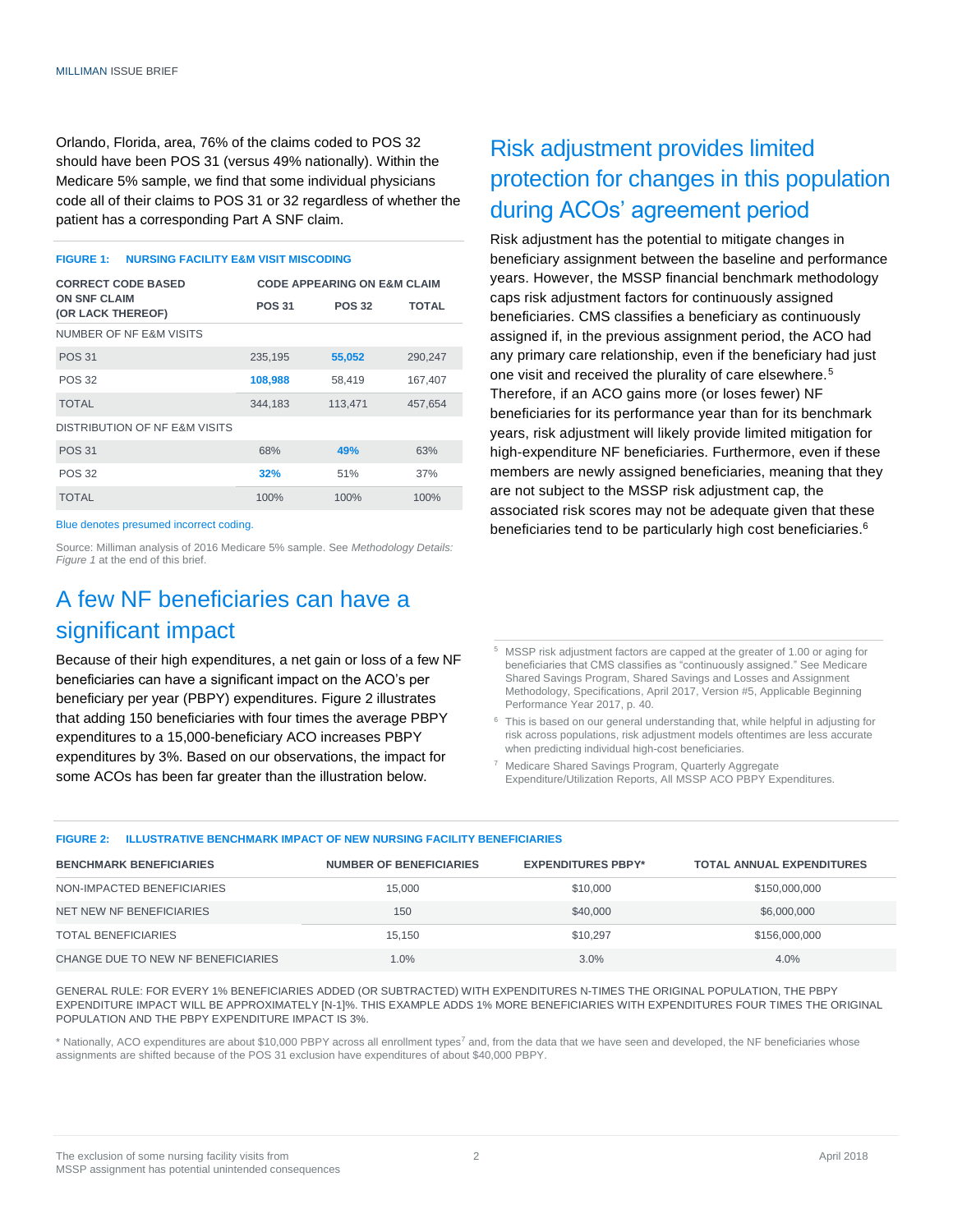Orlando, Florida, area, 76% of the claims coded to POS 32 should have been POS 31 (versus 49% nationally). Within the Medicare 5% sample, we find that some individual physicians code all of their claims to POS 31 or 32 regardless of whether the patient has a corresponding Part A SNF claim.

**FIGURE 1: NURSING FACILITY E&M VISIT MISCODING**

| CORRECT CODE BASED ON SNF CLAIM (OR LACK THEREOF) | CODE APPEARING ON E&M CLAIM | | |
|---|---|---|---|
| | POS 31 | POS 32 | TOTAL |
| NUMBER OF NF E&M VISITS | | | |
| POS 31 | 235,195 | 55,052 | 290,247 |
| POS 32 | 108,988 | 58,419 | 167,407 |
| TOTAL | 344,183 | 113,471 | 457,654 |
| DISTRIBUTION OF NF E&M VISITS | | | |
| POS 31 | 68% | 49% | 63% |
| POS 32 | 32% | 51% | 37% |
| TOTAL | 100% | 100% | 100% |

Blue denotes presumed incorrect coding.

Source: Milliman analysis of 2016 Medicare 5% sample. See *Methodology Details: Figure 1* at the end of this brief.

## A few NF beneficiaries can have a significant impact

Because of their high expenditures, a net gain or loss of a few NF beneficiaries can have a significant impact on the ACO's per beneficiary per year (PBPY) expenditures. Figure 2 illustrates that adding 150 beneficiaries with four times the average PBPY expenditures to a 15,000-beneficiary ACO increases PBPY expenditures by 3%. Based on our observations, the impact for some ACOs has been far greater than the illustration below.

## Risk adjustment provides limited protection for changes in this population during ACOs' agreement period

Risk adjustment has the potential to mitigate changes in beneficiary assignment between the baseline and performance years. However, the MSSP financial benchmark methodology caps risk adjustment factors for continuously assigned beneficiaries. CMS classifies a beneficiary as continuously assigned if, in the previous assignment period, the ACO had any primary care relationship, even if the beneficiary had just one visit and received the plurality of care elsewhere.[5] Therefore, if an ACO gains more (or loses fewer) NF beneficiaries for its performance year than for its benchmark years, risk adjustment will likely provide limited mitigation for high-expenditure NF beneficiaries. Furthermore, even if these members are newly assigned beneficiaries, meaning that they are not subject to the MSSP risk adjustment cap, the associated risk scores may not be adequate given that these beneficiaries tend to be particularly high cost beneficiaries.[6]

[5] MSSP risk adjustment factors are capped at the greater of 1.00 or aging for beneficiaries that CMS classifies as "continuously assigned." See Medicare Shared Savings Program, Shared Savings and Losses and Assignment Methodology, Specifications, April 2017, Version #5, Applicable Beginning Performance Year 2017, p. 40.

[6] This is based on our general understanding that, while helpful in adjusting for risk across populations, risk adjustment models oftentimes are less accurate when predicting individual high-cost beneficiaries.

[7] Medicare Shared Savings Program, Quarterly Aggregate Expenditure/Utilization Reports, All MSSP ACO PBPY Expenditures.

**FIGURE 2: ILLUSTRATIVE BENCHMARK IMPACT OF NEW NURSING FACILITY BENEFICIARIES**

| BENCHMARK BENEFICIARIES | NUMBER OF BENEFICIARIES | EXPENDITURES PBPY* | TOTAL ANNUAL EXPENDITURES |
|---|---|---|---|
| NON-IMPACTED BENEFICIARIES | 15,000 | $10,000 | $150,000,000 |
| NET NEW NF BENEFICIARIES | 150 | $40,000 | $6,000,000 |
| TOTAL BENEFICIARIES | 15,150 | $10,297 | $156,000,000 |
| CHANGE DUE TO NEW NF BENEFICIARIES | 1.0% | 3.0% | 4.0% |

GENERAL RULE: FOR EVERY 1% BENEFICIARIES ADDED (OR SUBTRACTED) WITH EXPENDITURES N-TIMES THE ORIGINAL POPULATION, THE PBPY EXPENDITURE IMPACT WILL BE APPROXIMATELY [N-1]%. THIS EXAMPLE ADDS 1% MORE BENEFICIARIES WITH EXPENDITURES FOUR TIMES THE ORIGINAL POPULATION AND THE PBPY EXPENDITURE IMPACT IS 3%.

\* Nationally, ACO expenditures are about $10,000 PBPY across all enrollment types[7] and, from the data that we have seen and developed, the NF beneficiaries whose assignments are shifted because of the POS 31 exclusion have expenditures of about $40,000 PBPY.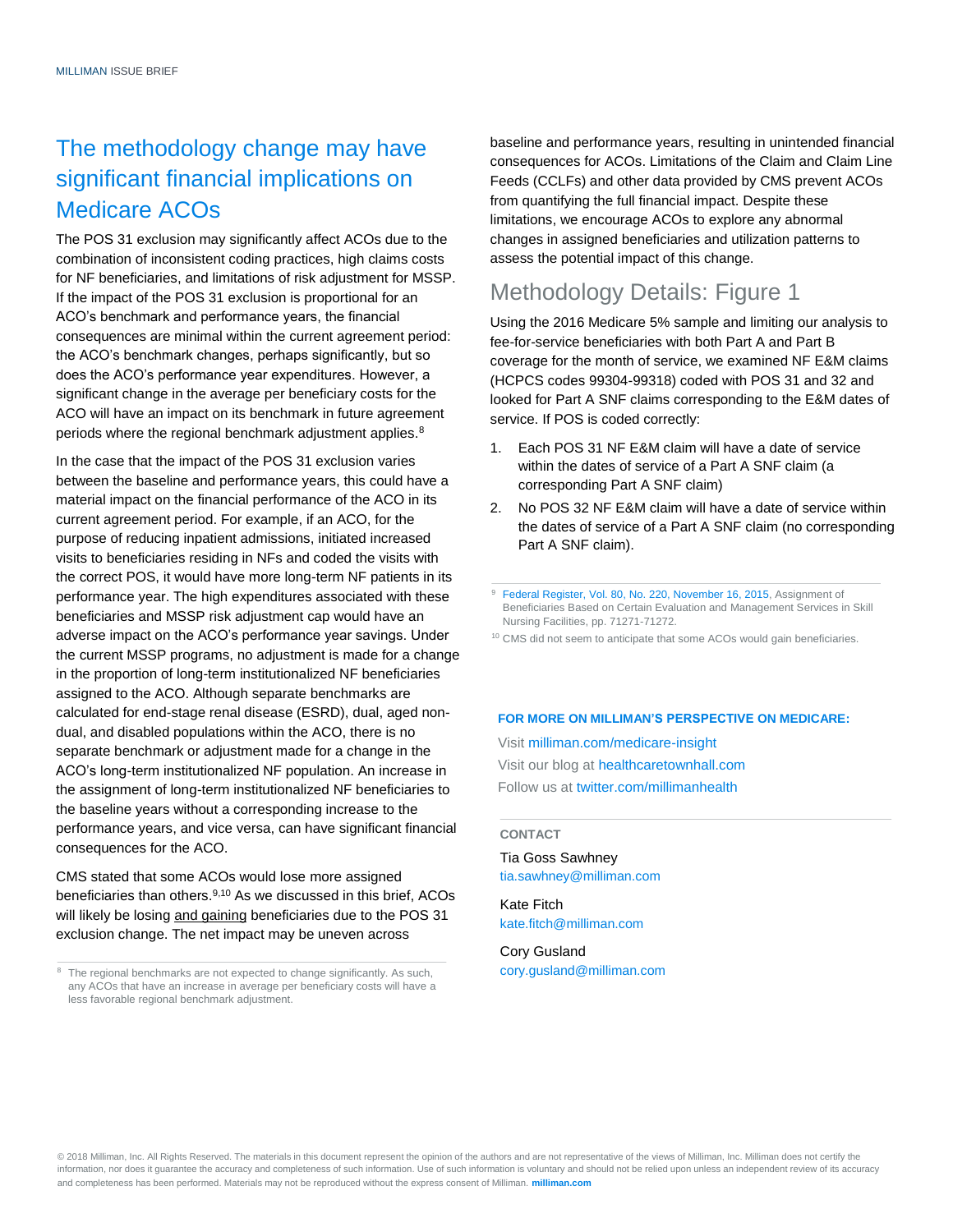## The methodology change may have significant financial implications on Medicare ACOs

The POS 31 exclusion may significantly affect ACOs due to the combination of inconsistent coding practices, high claims costs for NF beneficiaries, and limitations of risk adjustment for MSSP. If the impact of the POS 31 exclusion is proportional for an ACO's benchmark and performance years, the financial consequences are minimal within the current agreement period: the ACO's benchmark changes, perhaps significantly, but so does the ACO's performance year expenditures. However, a significant change in the average per beneficiary costs for the ACO will have an impact on its benchmark in future agreement periods where the regional benchmark adjustment applies.[8]

In the case that the impact of the POS 31 exclusion varies between the baseline and performance years, this could have a material impact on the financial performance of the ACO in its current agreement period. For example, if an ACO, for the purpose of reducing inpatient admissions, initiated increased visits to beneficiaries residing in NFs and coded the visits with the correct POS, it would have more long-term NF patients in its performance year. The high expenditures associated with these beneficiaries and MSSP risk adjustment cap would have an adverse impact on the ACO's performance year savings. Under the current MSSP programs, no adjustment is made for a change in the proportion of long-term institutionalized NF beneficiaries assigned to the ACO. Although separate benchmarks are calculated for end-stage renal disease (ESRD), dual, aged non-dual, and disabled populations within the ACO, there is no separate benchmark or adjustment made for a change in the ACO's long-term institutionalized NF population. An increase in the assignment of long-term institutionalized NF beneficiaries to the baseline years without a corresponding increase to the performance years, and vice versa, can have significant financial consequences for the ACO.

CMS stated that some ACOs would lose more assigned beneficiaries than others.[9,10] As we discussed in this brief, ACOs will likely be losing <u>and gaining</u> beneficiaries due to the POS 31 exclusion change. The net impact may be uneven across baseline and performance years, resulting in unintended financial consequences for ACOs. Limitations of the Claim and Claim Line Feeds (CCLFs) and other data provided by CMS prevent ACOs from quantifying the full financial impact. Despite these limitations, we encourage ACOs to explore any abnormal changes in assigned beneficiaries and utilization patterns to assess the potential impact of this change.

## Methodology Details: Figure 1

Using the 2016 Medicare 5% sample and limiting our analysis to fee-for-service beneficiaries with both Part A and Part B coverage for the month of service, we examined NF E&M claims (HCPCS codes 99304-99318) coded with POS 31 and 32 and looked for Part A SNF claims corresponding to the E&M dates of service. If POS is coded correctly:

1. Each POS 31 NF E&M claim will have a date of service within the dates of service of a Part A SNF claim (a corresponding Part A SNF claim)
2. No POS 32 NF E&M claim will have a date of service within the dates of service of a Part A SNF claim (no corresponding Part A SNF claim).

---

[8] The regional benchmarks are not expected to change significantly. As such, any ACOs that have an increase in average per beneficiary costs will have a less favorable regional benchmark adjustment.

[9] Federal Register, Vol. 80, No. 220, November 16, 2015, Assignment of Beneficiaries Based on Certain Evaluation and Management Services in Skill Nursing Facilities, pp. 71271-71272.

[10] CMS did not seem to anticipate that some ACOs would gain beneficiaries.

**FOR MORE ON MILLIMAN'S PERSPECTIVE ON MEDICARE:**

Visit milliman.com/medicare-insight

Visit our blog at healthcaretownhall.com

Follow us at twitter.com/millimanhealth

**CONTACT**

Tia Goss Sawhney
tia.sawhney@milliman.com

Kate Fitch
kate.fitch@milliman.com

Cory Gusland
cory.gusland@milliman.com

© 2018 Milliman, Inc. All Rights Reserved. The materials in this document represent the opinion of the authors and are not representative of the views of Milliman, Inc. Milliman does not certify the information, nor does it guarantee the accuracy and completeness of such information. Use of such information is voluntary and should not be relied upon unless an independent review of its accuracy and completeness has been performed. Materials may not be reproduced without the express consent of Milliman. **milliman.com**